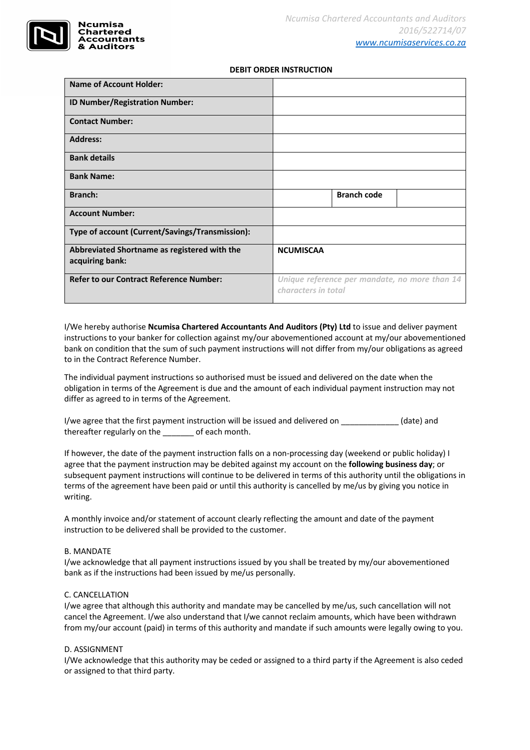Ncumisa Chartered Accountants & Auditors

*Ncumisa Chartered Accountants and Auditors*
*2016/522714/07*
*www.ncumisaservices.co.za*

**DEBIT ORDER INSTRUCTION**

| **Name of Account Holder:** | | | |
|---|---|---|---|
| **ID Number/Registration Number:** | | | |
| **Contact Number:** | | | |
| **Address:** | | | |
| **Bank details** | | | |
| **Bank Name:** | | | |
| **Branch:** | | **Branch code** | |
| **Account Number:** | | | |
| **Type of account (Current/Savings/Transmission):** | | | |
| **Abbreviated Shortname as registered with the acquiring bank:** | **NCUMISCAA** | | |
| **Refer to our Contract Reference Number:** | *Unique reference per mandate, no more than 14 characters in total* | | |

I/We hereby authorise **Ncumisa Chartered Accountants And Auditors (Pty) Ltd** to issue and deliver payment instructions to your banker for collection against my/our abovementioned account at my/our abovementioned bank on condition that the sum of such payment instructions will not differ from my/our obligations as agreed to in the Contract Reference Number.

The individual payment instructions so authorised must be issued and delivered on the date when the obligation in terms of the Agreement is due and the amount of each individual payment instruction may not differ as agreed to in terms of the Agreement.

I/we agree that the first payment instruction will be issued and delivered on _____________ (date) and thereafter regularly on the _______ of each month.

If however, the date of the payment instruction falls on a non-processing day (weekend or public holiday) I agree that the payment instruction may be debited against my account on the **following business day**; or subsequent payment instructions will continue to be delivered in terms of this authority until the obligations in terms of the agreement have been paid or until this authority is cancelled by me/us by giving you notice in writing.

A monthly invoice and/or statement of account clearly reflecting the amount and date of the payment instruction to be delivered shall be provided to the customer.

B. MANDATE
I/we acknowledge that all payment instructions issued by you shall be treated by my/our abovementioned bank as if the instructions had been issued by me/us personally.

C. CANCELLATION
I/we agree that although this authority and mandate may be cancelled by me/us, such cancellation will not cancel the Agreement. I/we also understand that I/we cannot reclaim amounts, which have been withdrawn from my/our account (paid) in terms of this authority and mandate if such amounts were legally owing to you.

D. ASSIGNMENT
I/We acknowledge that this authority may be ceded or assigned to a third party if the Agreement is also ceded or assigned to that third party.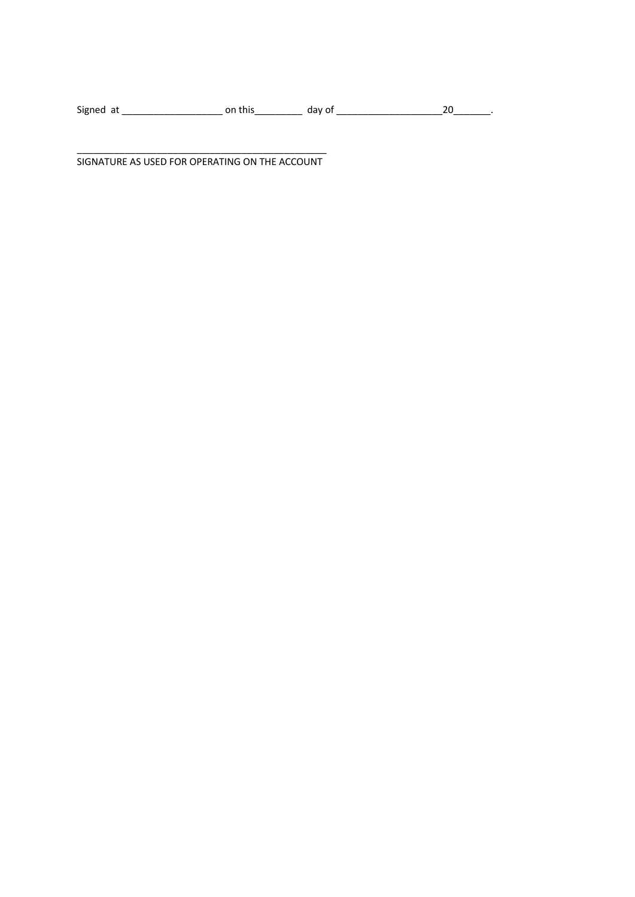Signed at ___________________ on this_________ day of ____________________20_______.

_________________________________________________

SIGNATURE AS USED FOR OPERATING ON THE ACCOUNT